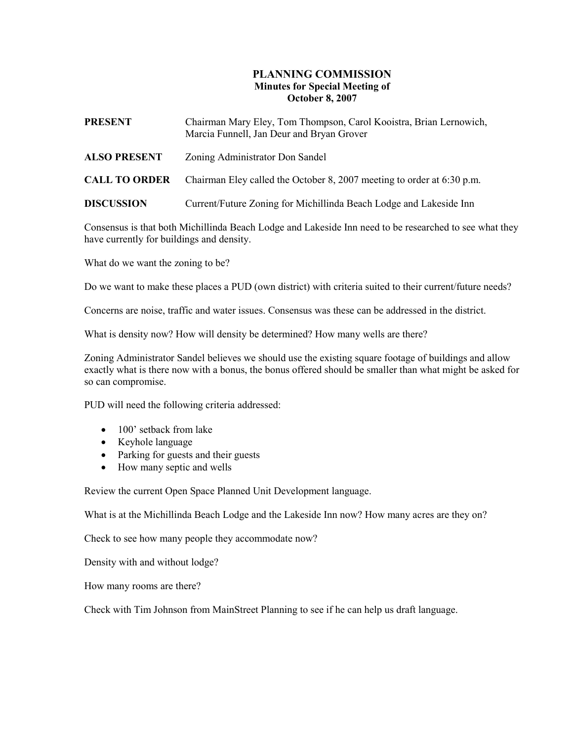# PLANNING COMMISSION
## Minutes for Special Meeting of
## October 8, 2007

**PRESENT** Chairman Mary Eley, Tom Thompson, Carol Kooistra, Brian Lernowich, Marcia Funnell, Jan Deur and Bryan Grover

**ALSO PRESENT** Zoning Administrator Don Sandel

**CALL TO ORDER** Chairman Eley called the October 8, 2007 meeting to order at 6:30 p.m.

**DISCUSSION** Current/Future Zoning for Michillinda Beach Lodge and Lakeside Inn

Consensus is that both Michillinda Beach Lodge and Lakeside Inn need to be researched to see what they have currently for buildings and density.

What do we want the zoning to be?

Do we want to make these places a PUD (own district) with criteria suited to their current/future needs?

Concerns are noise, traffic and water issues. Consensus was these can be addressed in the district.

What is density now? How will density be determined? How many wells are there?

Zoning Administrator Sandel believes we should use the existing square footage of buildings and allow exactly what is there now with a bonus, the bonus offered should be smaller than what might be asked for so can compromise.

PUD will need the following criteria addressed:

- 100' setback from lake
- Keyhole language
- Parking for guests and their guests
- How many septic and wells

Review the current Open Space Planned Unit Development language.

What is at the Michillinda Beach Lodge and the Lakeside Inn now? How many acres are they on?

Check to see how many people they accommodate now?

Density with and without lodge?

How many rooms are there?

Check with Tim Johnson from MainStreet Planning to see if he can help us draft language.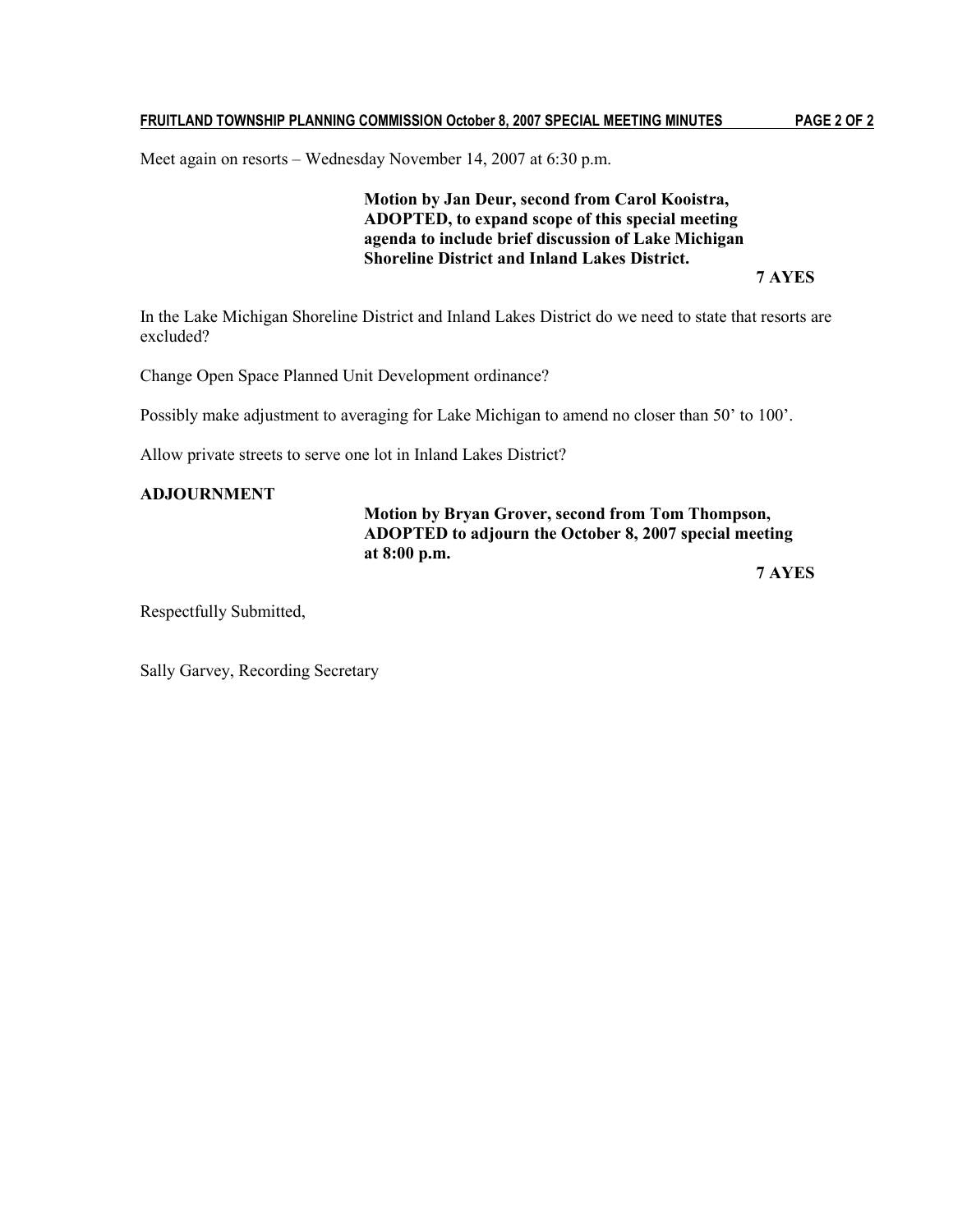Meet again on resorts – Wednesday November 14, 2007 at 6:30 p.m.

**Motion by Jan Deur, second from Carol Kooistra, ADOPTED, to expand scope of this special meeting agenda to include brief discussion of Lake Michigan Shoreline District and Inland Lakes District.**

**7 AYES**

In the Lake Michigan Shoreline District and Inland Lakes District do we need to state that resorts are excluded?

Change Open Space Planned Unit Development ordinance?

Possibly make adjustment to averaging for Lake Michigan to amend no closer than 50' to 100'.

Allow private streets to serve one lot in Inland Lakes District?

**ADJOURNMENT**

**Motion by Bryan Grover, second from Tom Thompson, ADOPTED to adjourn the October 8, 2007 special meeting at 8:00 p.m.**

**7 AYES**

Respectfully Submitted,

Sally Garvey, Recording Secretary